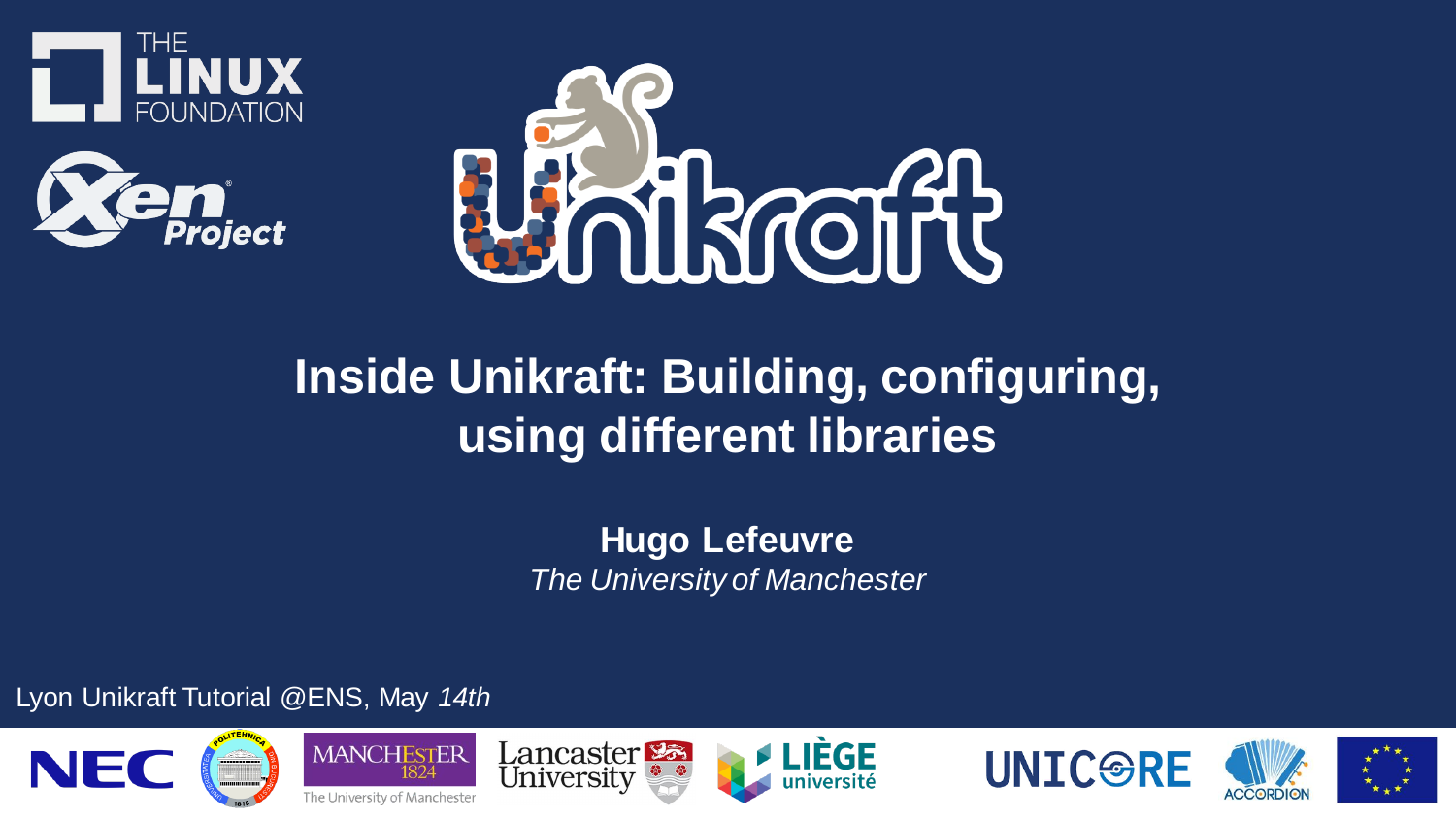# Inside Unikraft: Building, configuring, using different libraries

**Hugo Lefeuvre**

*The University of Manchester*

Lyon Unikraft Tutorial @ENS, May *14th*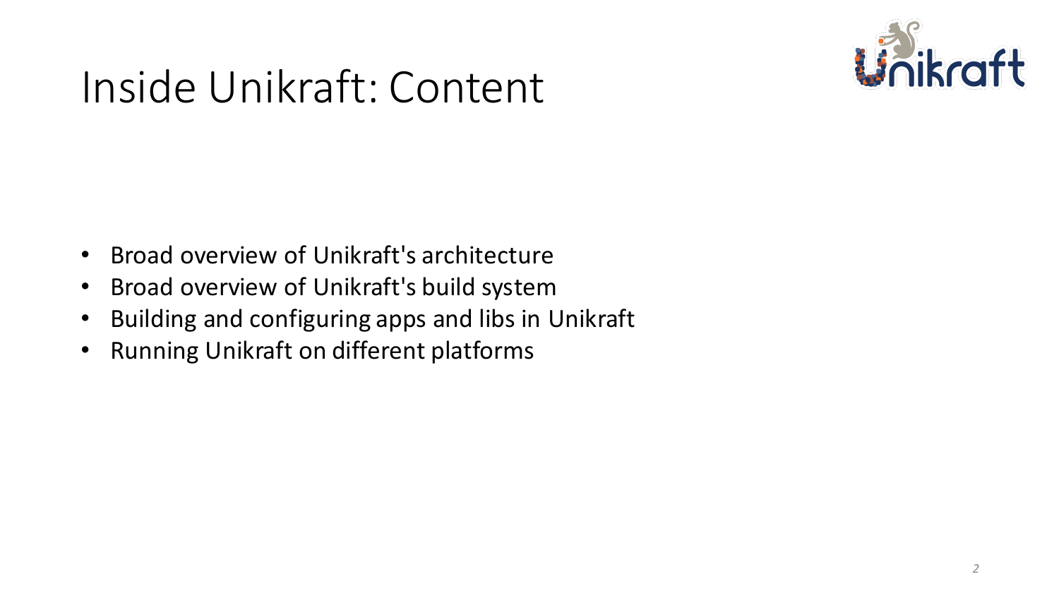# Inside Unikraft: Content

- Broad overview of Unikraft's architecture
- Broad overview of Unikraft's build system
- Building and configuring apps and libs in Unikraft
- Running Unikraft on different platforms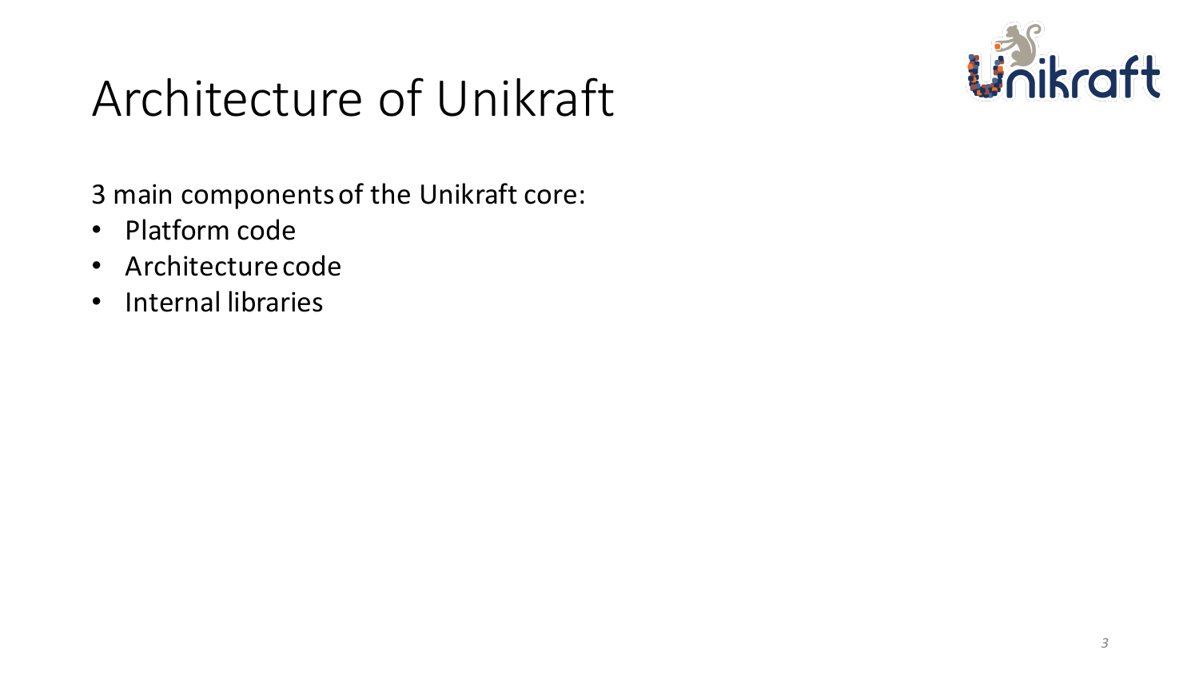# Architecture of Unikraft

3 main components of the Unikraft core:

- Platform code
- Architecture code
- Internal libraries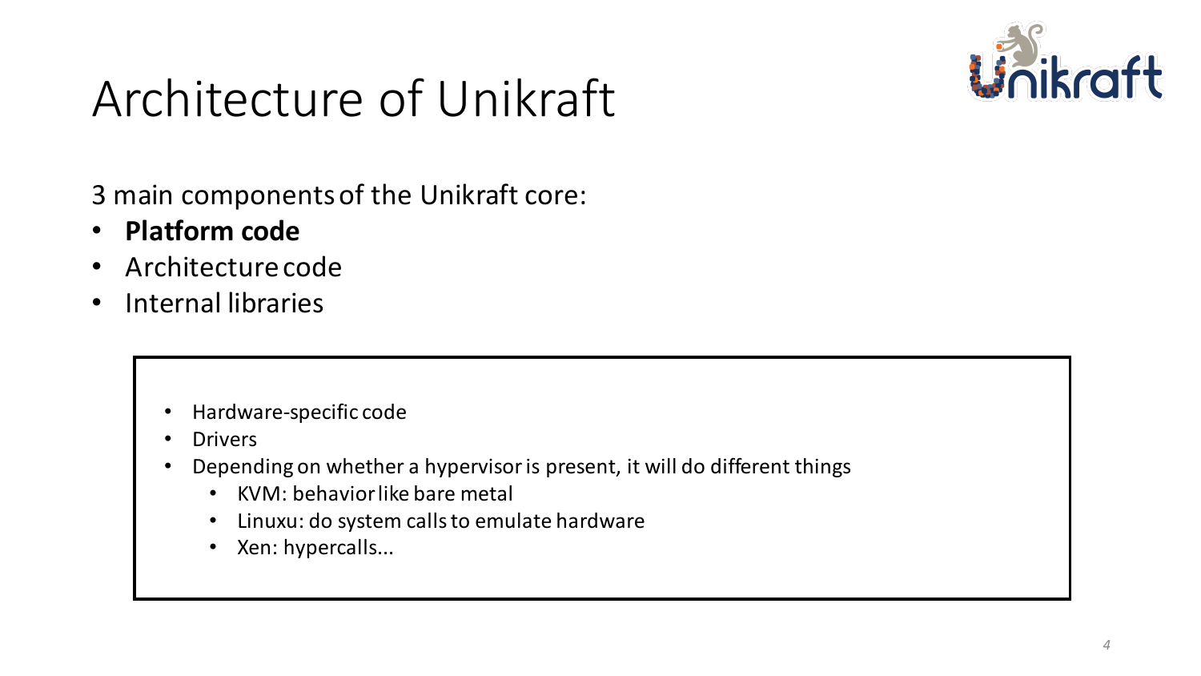# Architecture of Unikraft

3 main components of the Unikraft core:

- **Platform code**
- Architecture code
- Internal libraries

> - Hardware-specific code
> - Drivers
> - Depending on whether a hypervisor is present, it will do different things
>   - KVM: behavior like bare metal
>   - Linuxu: do system calls to emulate hardware
>   - Xen: hypercalls...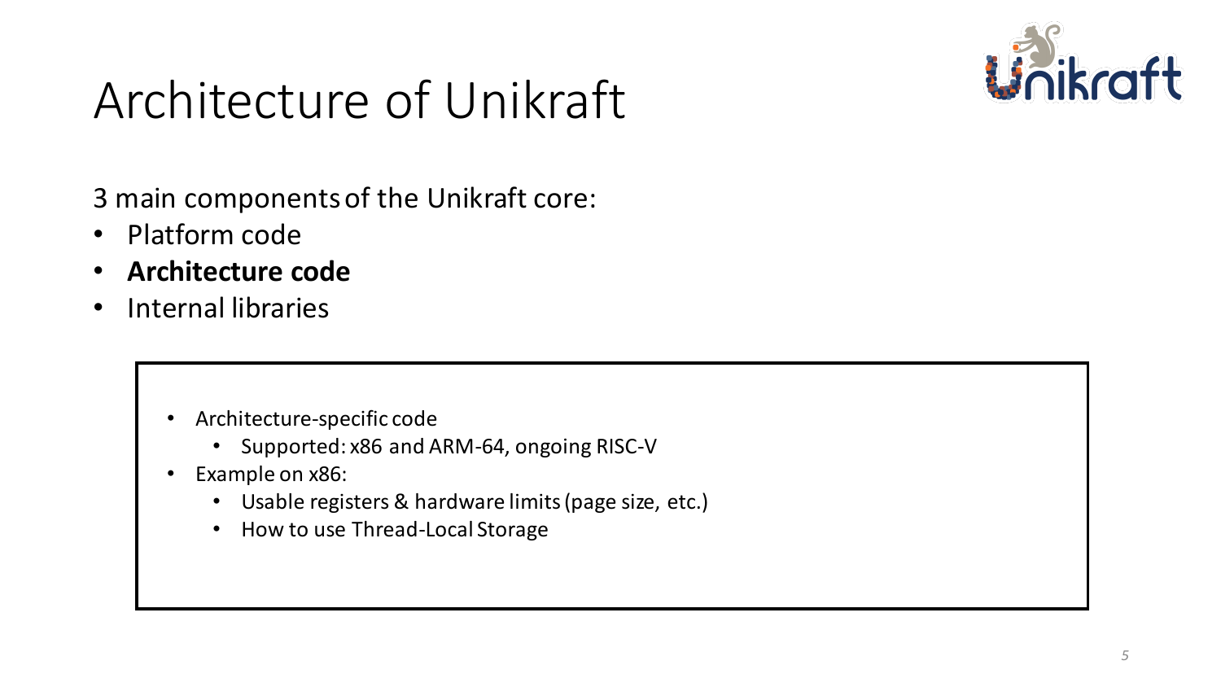# Architecture of Unikraft

3 main components of the Unikraft core:

- Platform code
- **Architecture code**
- Internal libraries

- Architecture-specific code
  - Supported: x86 and ARM-64, ongoing RISC-V
- Example on x86:
  - Usable registers & hardware limits (page size, etc.)
  - How to use Thread-Local Storage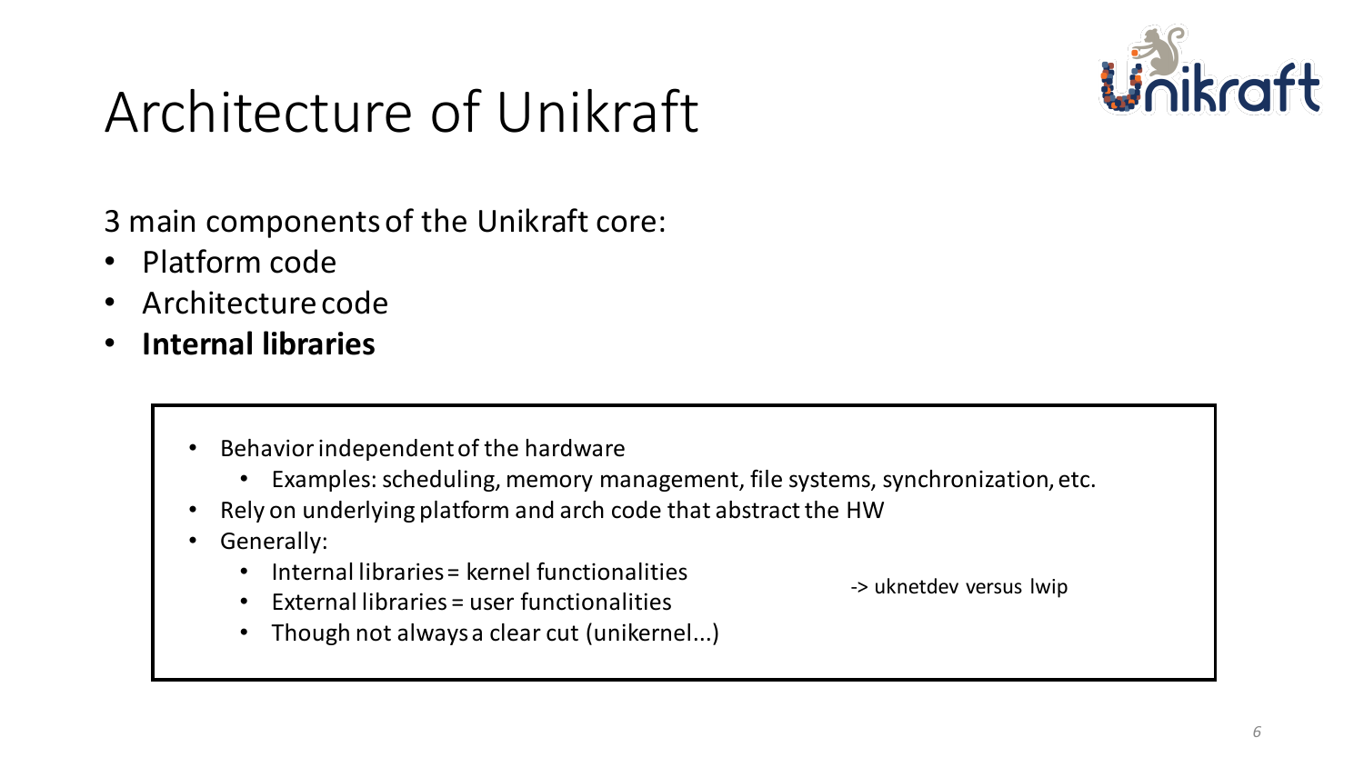# Architecture of Unikraft

3 main components of the Unikraft core:

- Platform code
- Architecture code
- **Internal libraries**

- Behavior independent of the hardware
  - Examples: scheduling, memory management, file systems, synchronization, etc.
- Rely on underlying platform and arch code that abstract the HW
- Generally:
  - Internal libraries = kernel functionalities
  - External libraries = user functionalities
  - Though not always a clear cut (unikernel...)

-> uknetdev versus lwip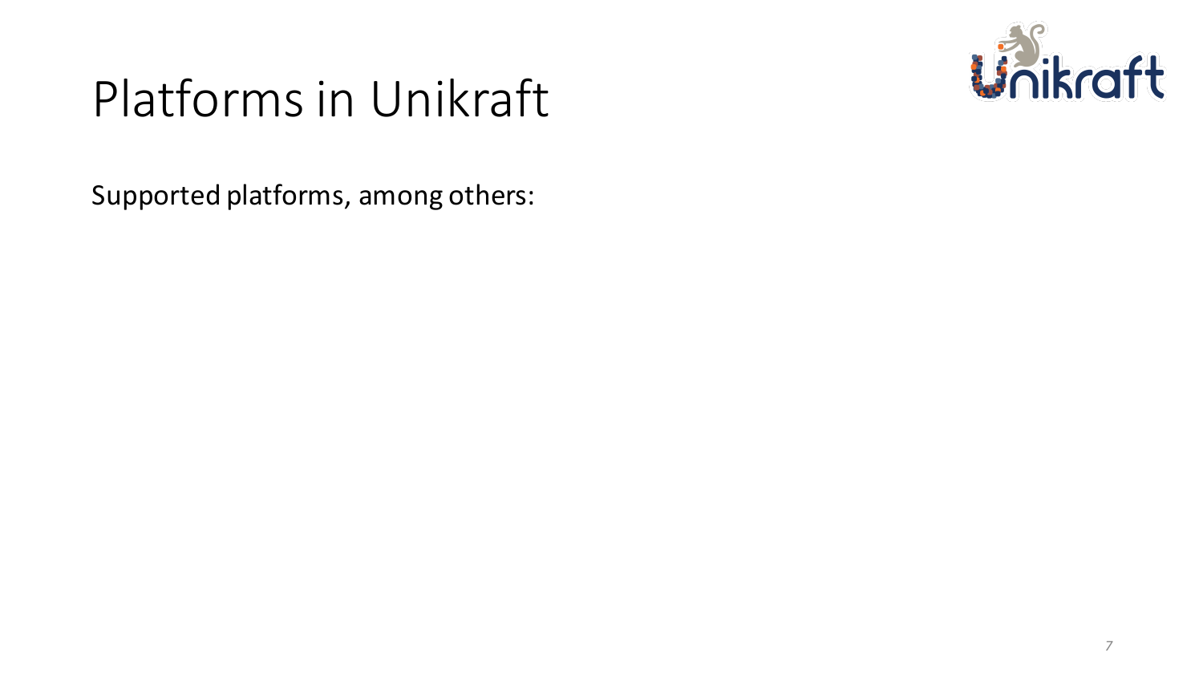# Platforms in Unikraft

Supported platforms, among others: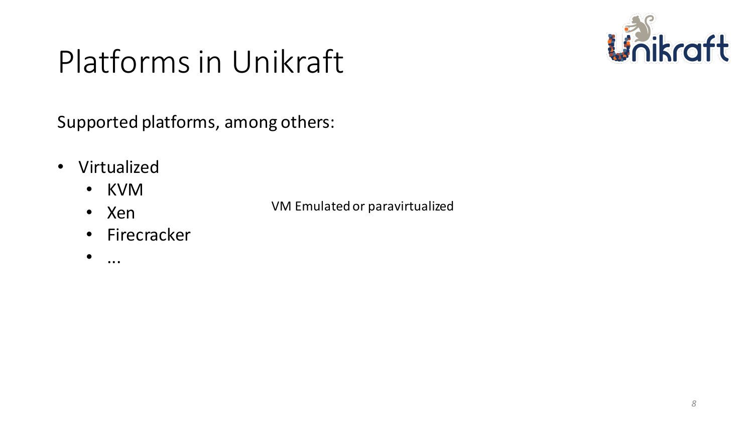# Platforms in Unikraft

Supported platforms, among others:

- Virtualized
  - KVM
  - Xen
  - Firecracker
  - ...

VM Emulated or paravirtualized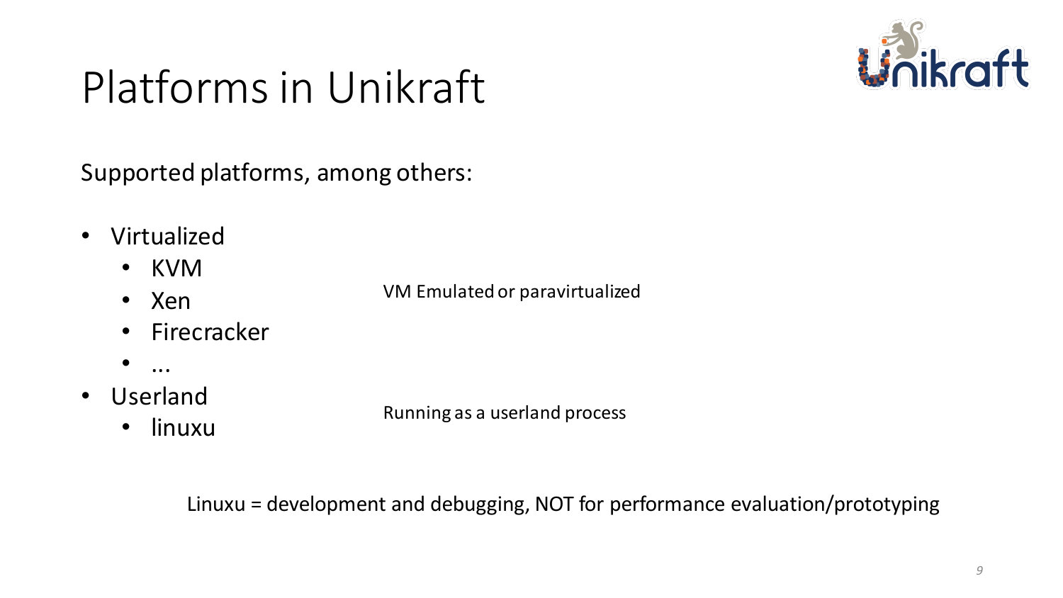# Platforms in Unikraft

Supported platforms, among others:

- Virtualized
  - KVM
  - Xen
  - Firecracker
  - ...
- Userland
  - linuxu

VM Emulated or paravirtualized

Running as a userland process

Linuxu = development and debugging, NOT for performance evaluation/prototyping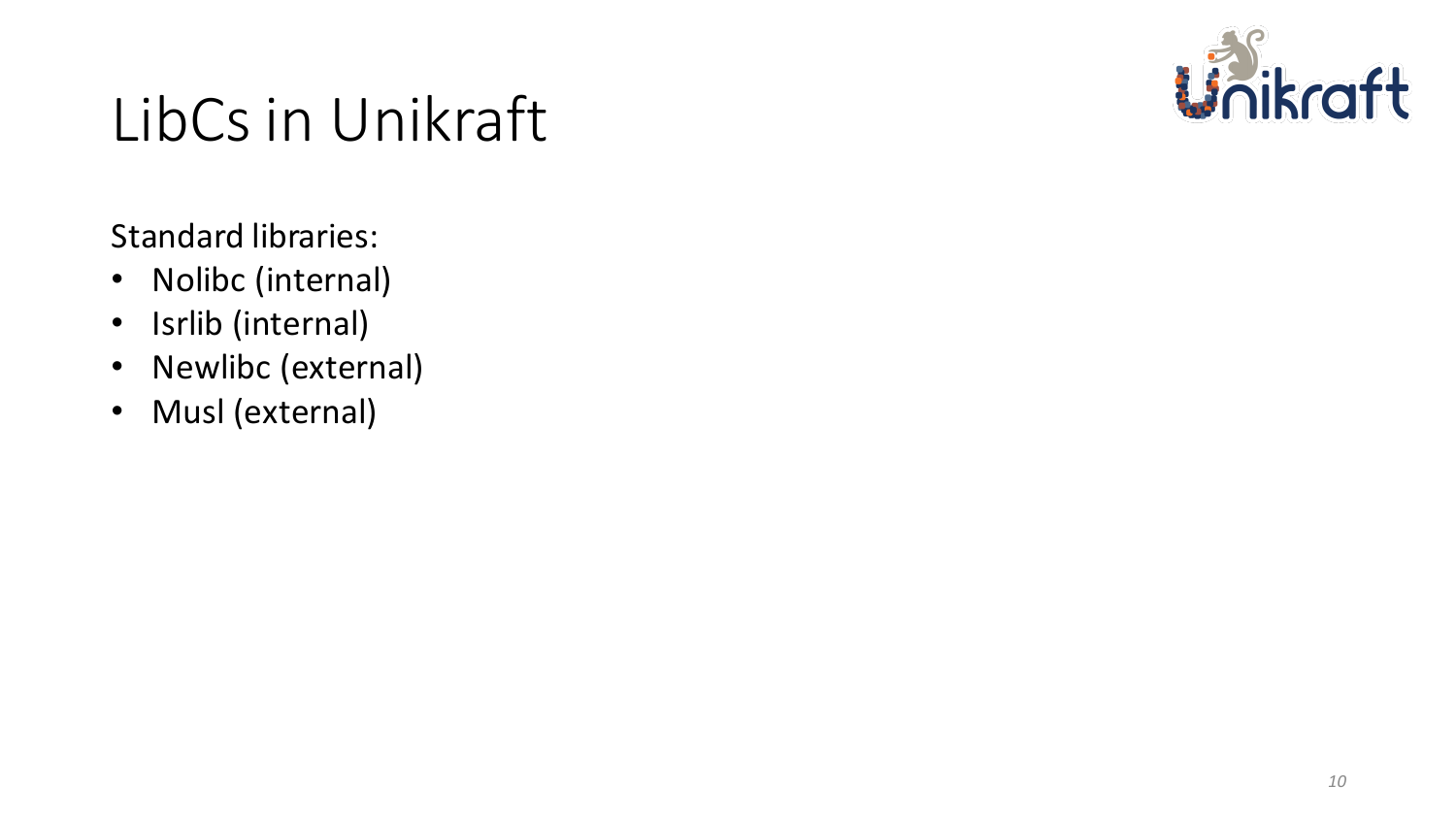# LibCs in Unikraft

Standard libraries:

- Nolibc (internal)
- Isrlib (internal)
- Newlibc (external)
- Musl (external)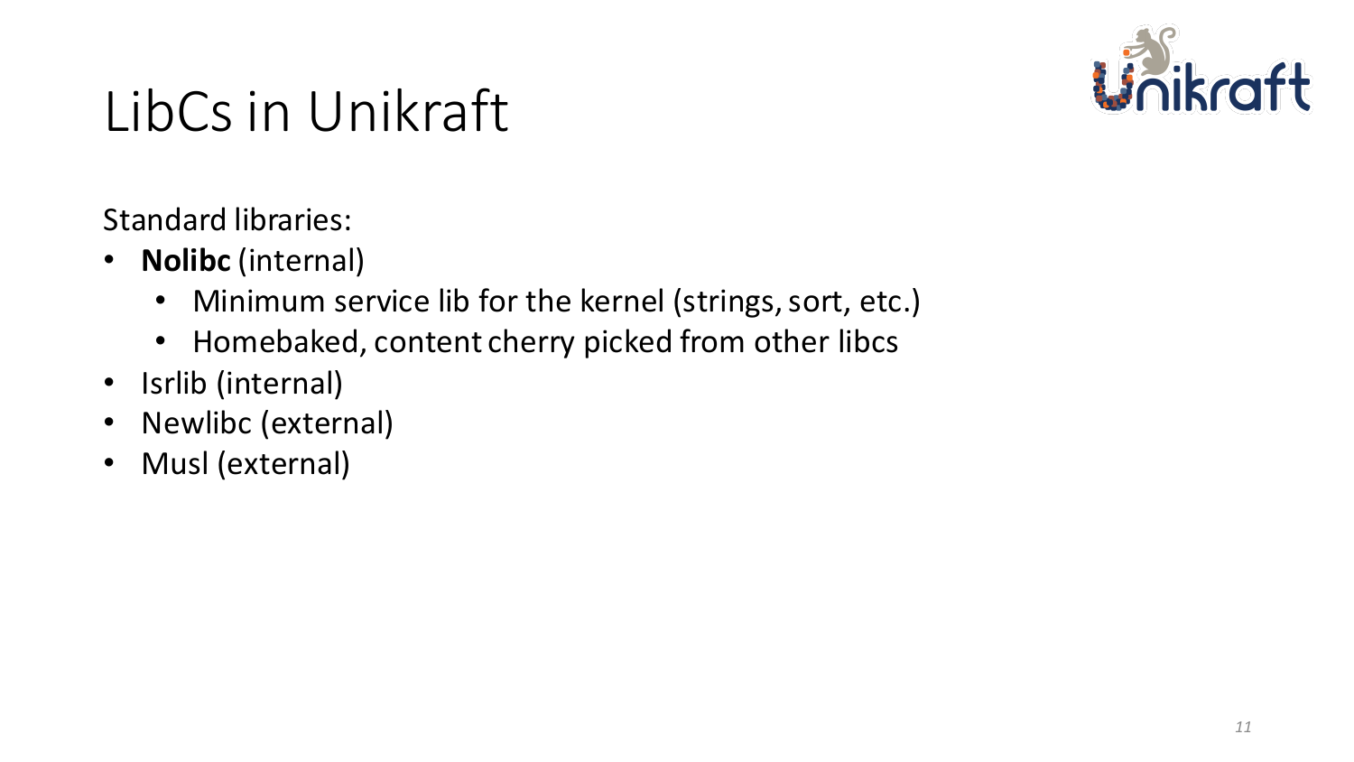# LibCs in Unikraft

Standard libraries:

- **Nolibc** (internal)
  - Minimum service lib for the kernel (strings, sort, etc.)
  - Homebaked, content cherry picked from other libcs
- Isrlib (internal)
- Newlibc (external)
- Musl (external)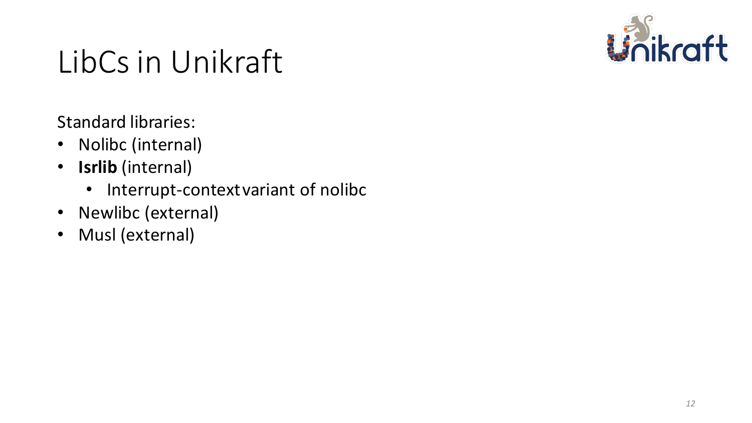# LibCs in Unikraft

Standard libraries:

- Nolibc (internal)
- **Isrlib** (internal)
  - Interrupt-context variant of nolibc
- Newlibc (external)
- Musl (external)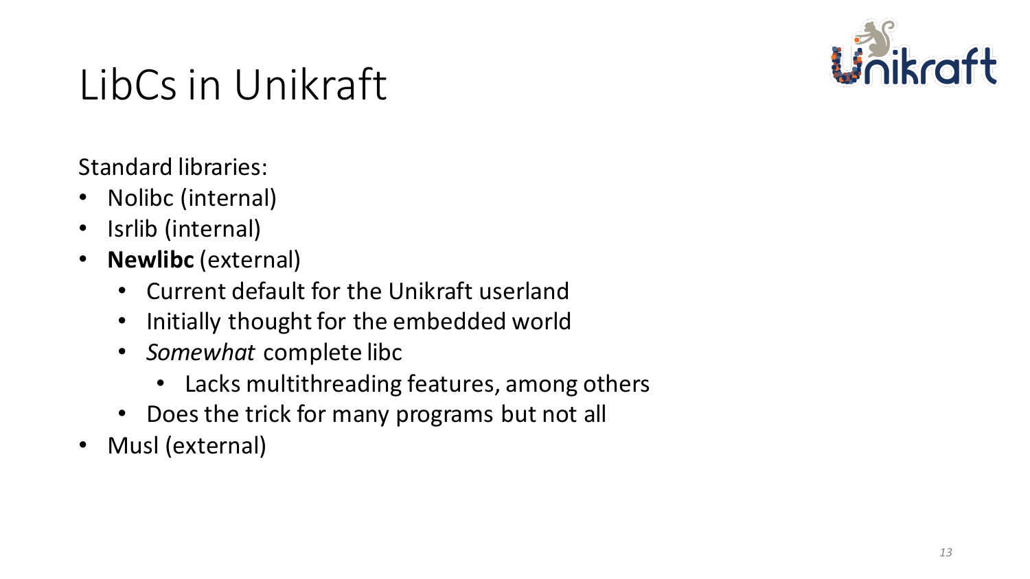# LibCs in Unikraft

Standard libraries:

- Nolibc (internal)
- Isrlib (internal)
- **Newlibc** (external)
  - Current default for the Unikraft userland
  - Initially thought for the embedded world
  - *Somewhat* complete libc
    - Lacks multithreading features, among others
  - Does the trick for many programs but not all
- Musl (external)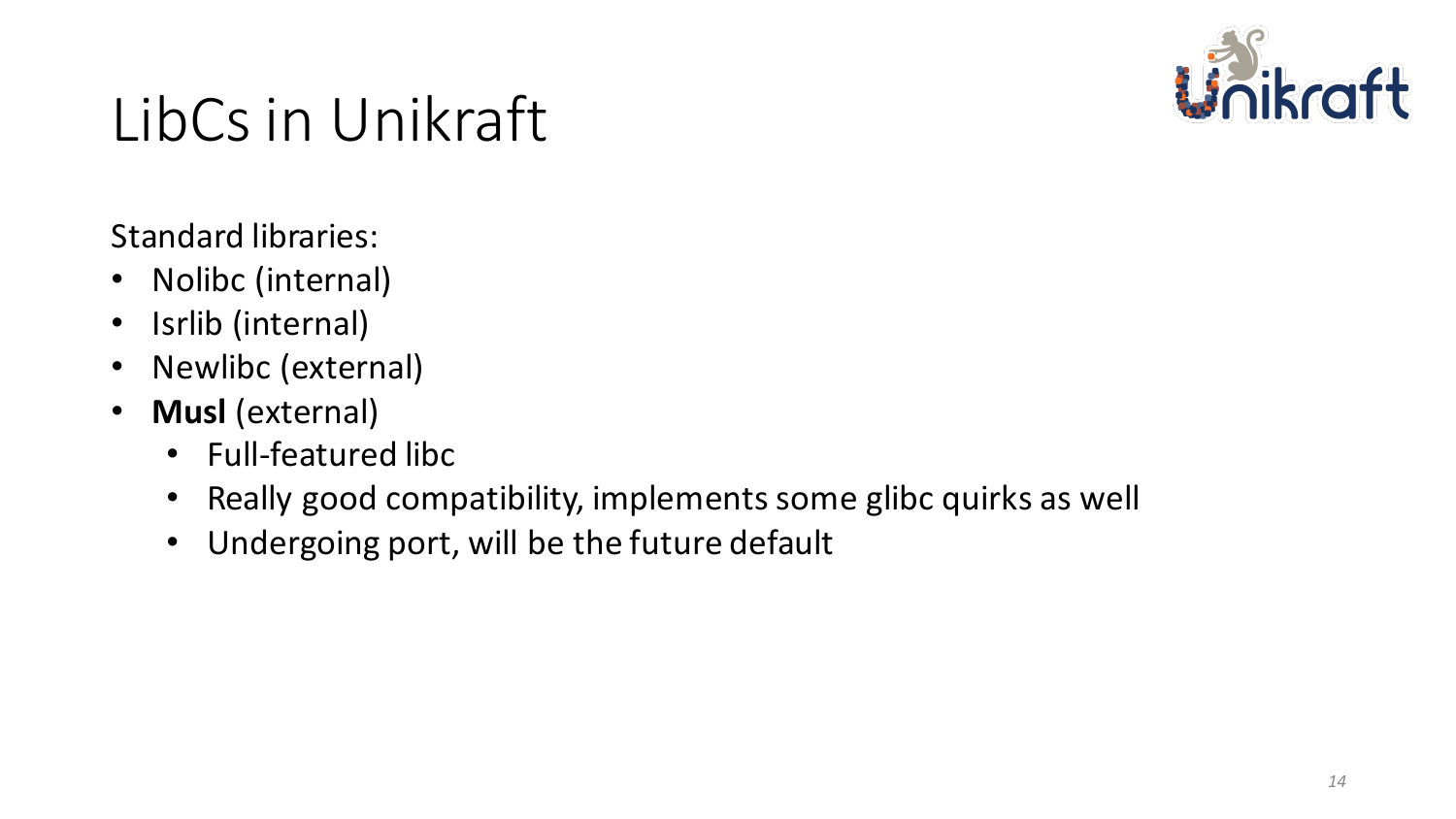# LibCs in Unikraft

Standard libraries:

- Nolibc (internal)
- Isrlib (internal)
- Newlibc (external)
- **Musl** (external)
  - Full-featured libc
  - Really good compatibility, implements some glibc quirks as well
  - Undergoing port, will be the future default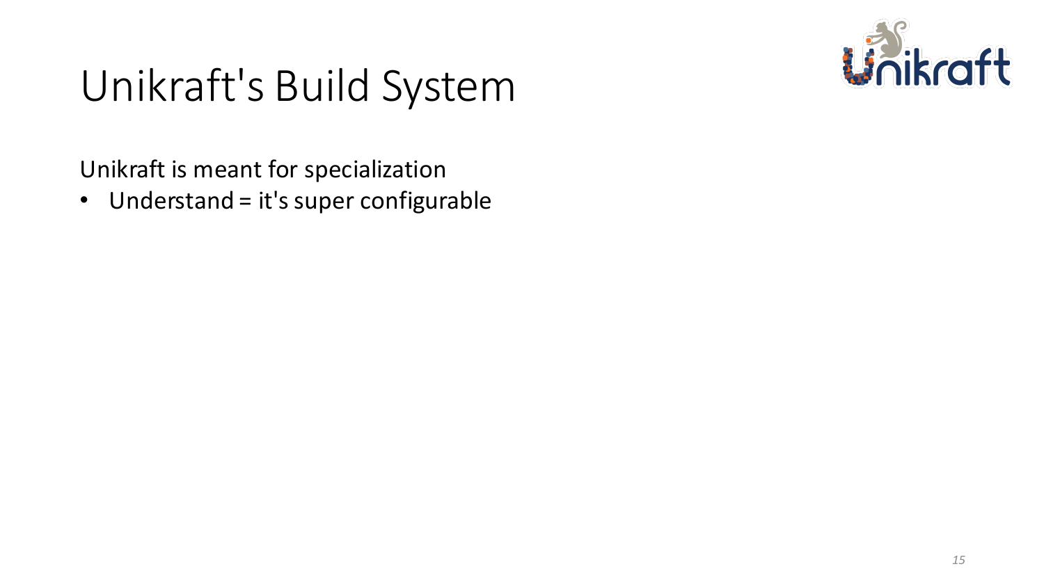# Unikraft's Build System

Unikraft is meant for specialization

- Understand = it's super configurable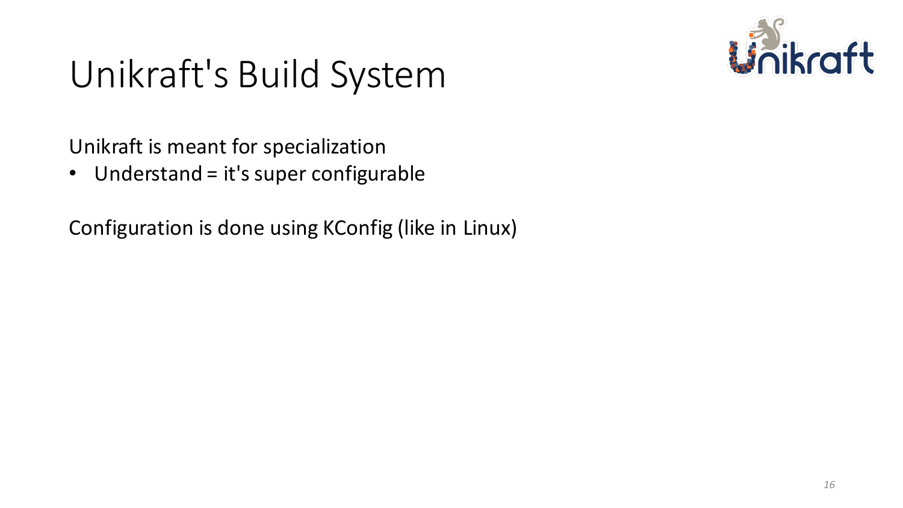# Unikraft's Build System

Unikraft is meant for specialization

- Understand = it's super configurable

Configuration is done using KConfig (like in Linux)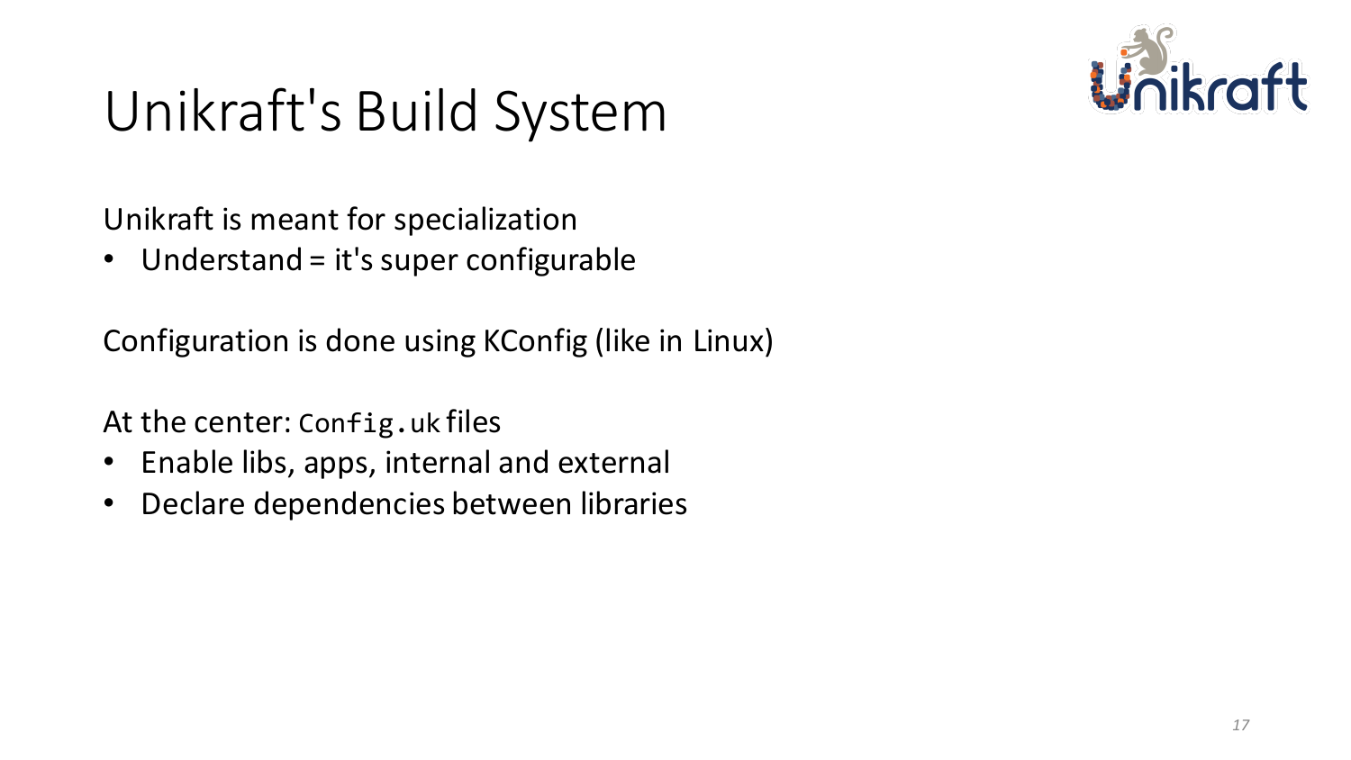# Unikraft's Build System

Unikraft is meant for specialization

- Understand = it's super configurable

Configuration is done using KConfig (like in Linux)

At the center: `Config.uk` files

- Enable libs, apps, internal and external
- Declare dependencies between libraries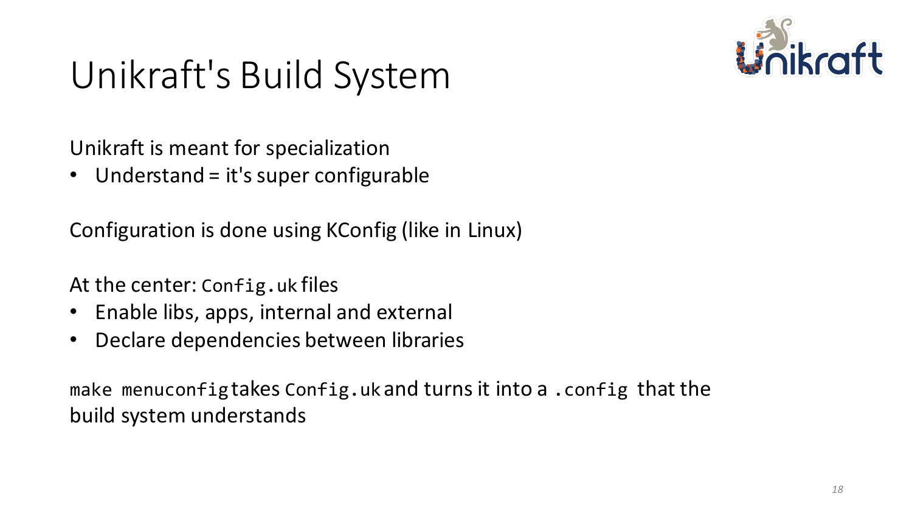# Unikraft's Build System

Unikraft is meant for specialization

- Understand = it's super configurable

Configuration is done using KConfig (like in Linux)

At the center: `Config.uk` files

- Enable libs, apps, internal and external
- Declare dependencies between libraries

`make menuconfig` takes `Config.uk` and turns it into a `.config` that the build system understands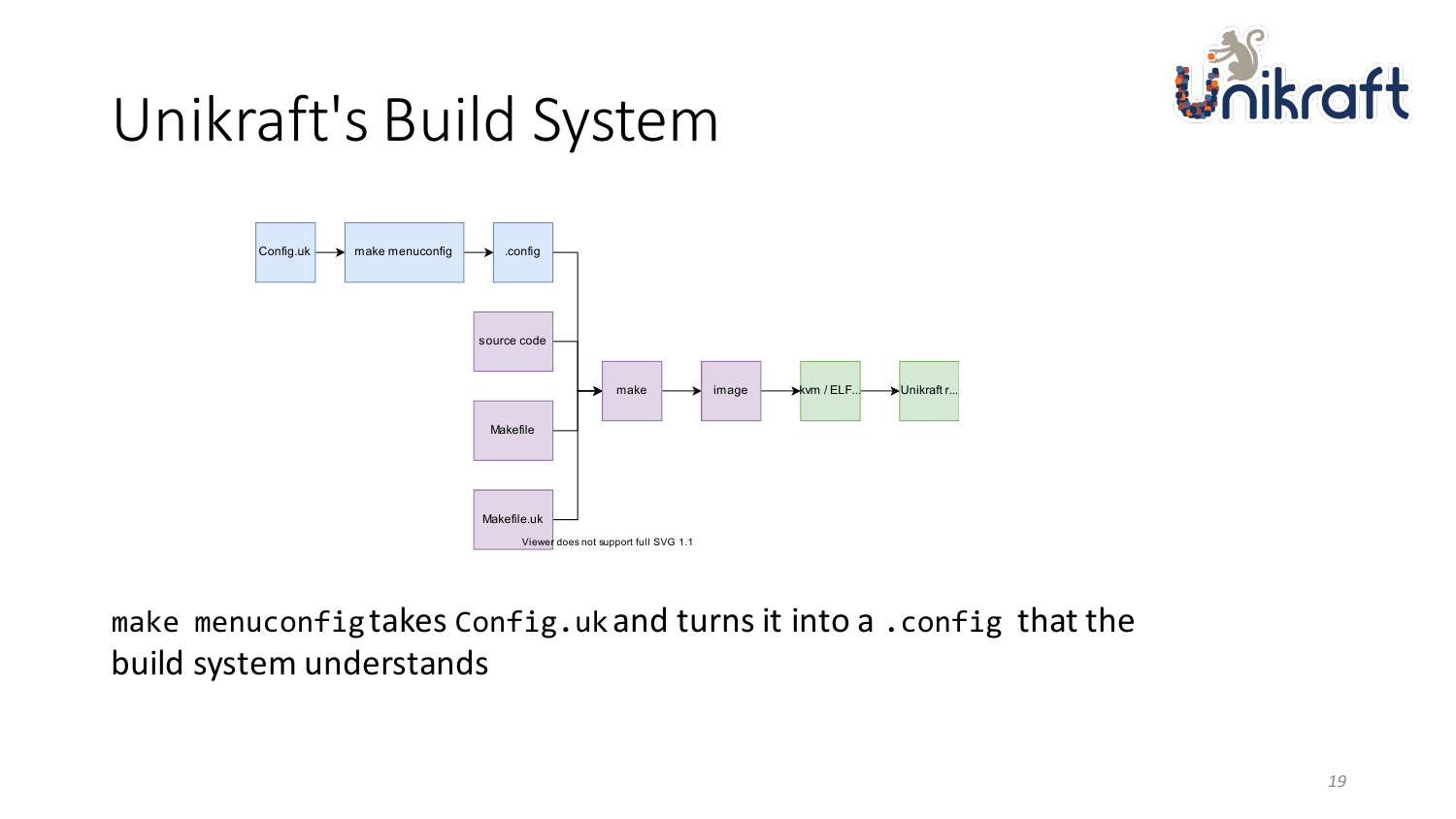# Unikraft's Build System

Config.uk → make menuconfig → .config

source code

Makefile

Makefile.uk

→ make → image → kvm / ELF... → Unikraft r...

Viewer does not support full SVG 1.1

`make menuconfig` takes `Config.uk` and turns it into a `.config` that the build system understands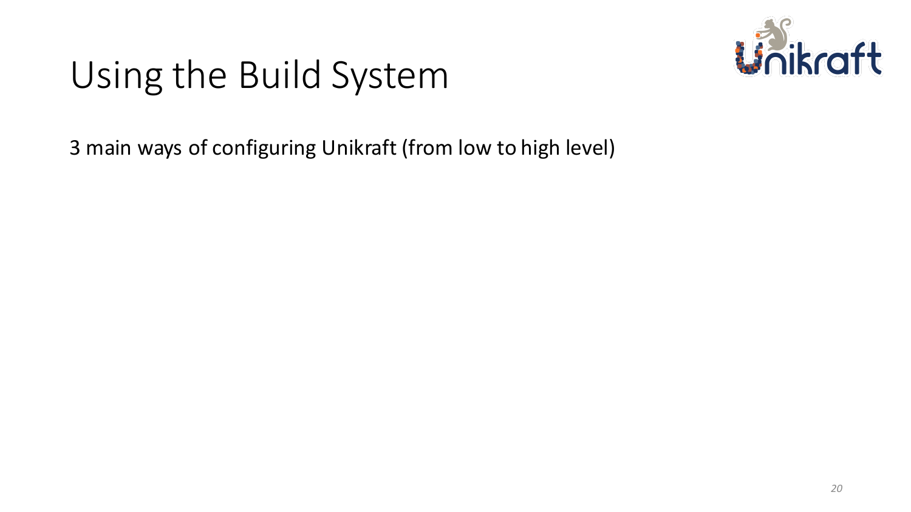# Using the Build System

3 main ways of configuring Unikraft (from low to high level)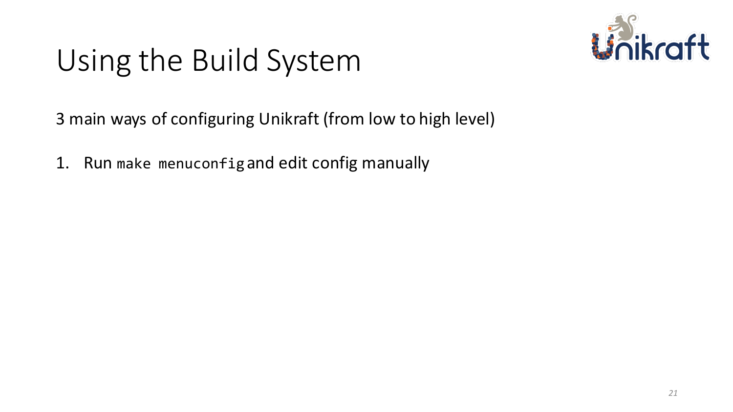# Using the Build System

3 main ways of configuring Unikraft (from low to high level)

1. Run `make menuconfig` and edit config manually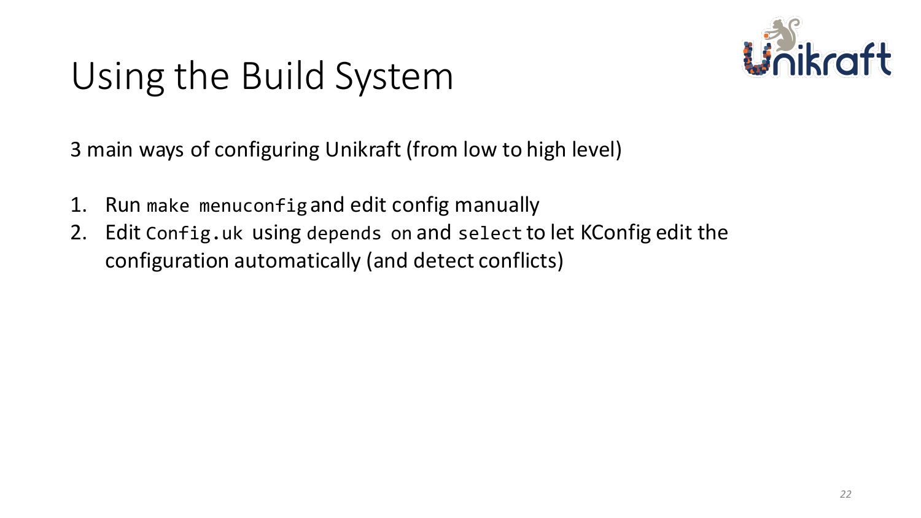# Using the Build System

3 main ways of configuring Unikraft (from low to high level)

1. Run `make menuconfig` and edit config manually
2. Edit `Config.uk` using `depends on` and `select` to let KConfig edit the configuration automatically (and detect conflicts)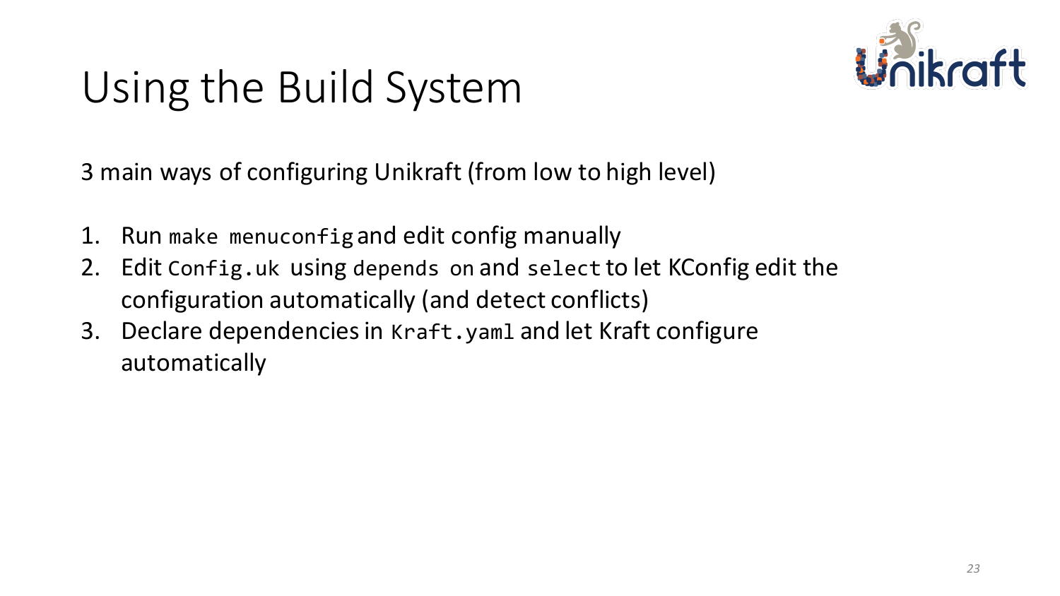# Using the Build System

3 main ways of configuring Unikraft (from low to high level)

1. Run `make menuconfig` and edit config manually
2. Edit `Config.uk` using `depends on` and `select` to let KConfig edit the configuration automatically (and detect conflicts)
3. Declare dependencies in `Kraft.yaml` and let Kraft configure automatically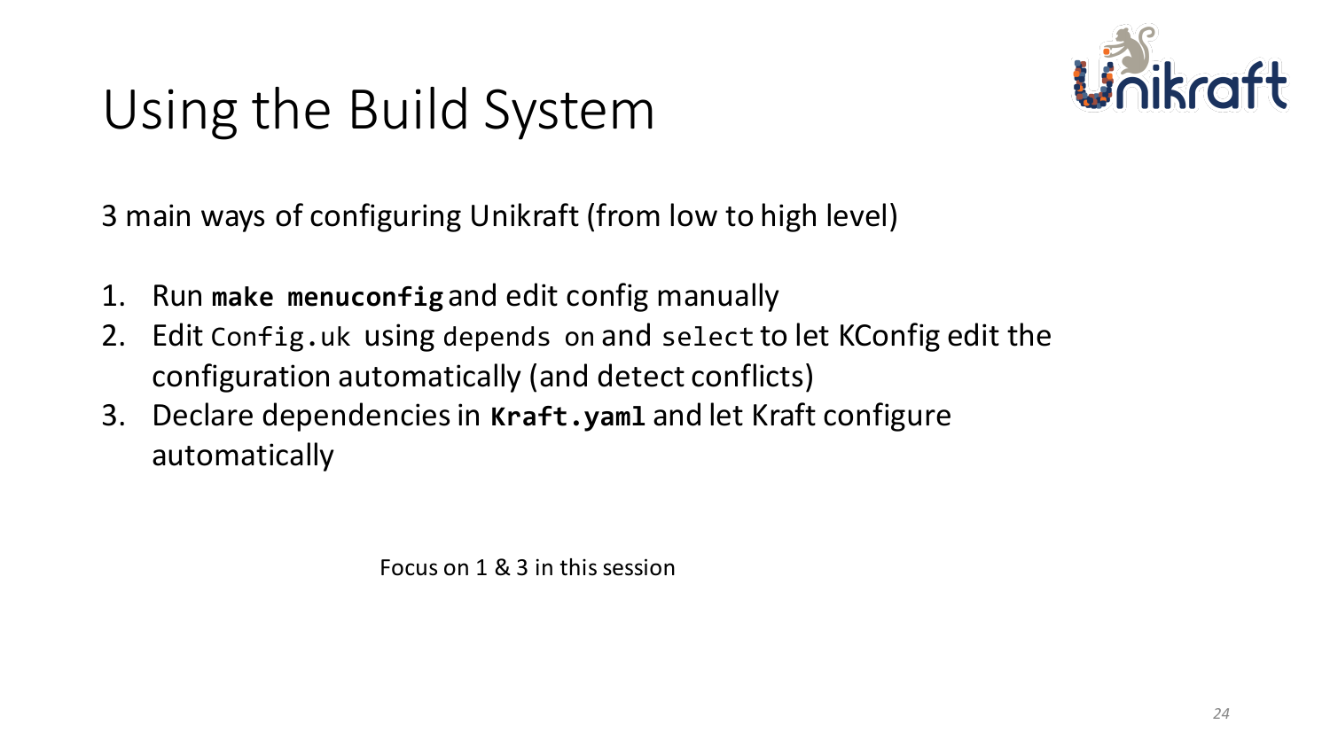# Using the Build System

3 main ways of configuring Unikraft (from low to high level)

1. Run **`make menuconfig`** and edit config manually
2. Edit `Config.uk` using `depends on` and `select` to let KConfig edit the configuration automatically (and detect conflicts)
3. Declare dependencies in **`Kraft.yaml`** and let Kraft configure automatically

Focus on 1 & 3 in this session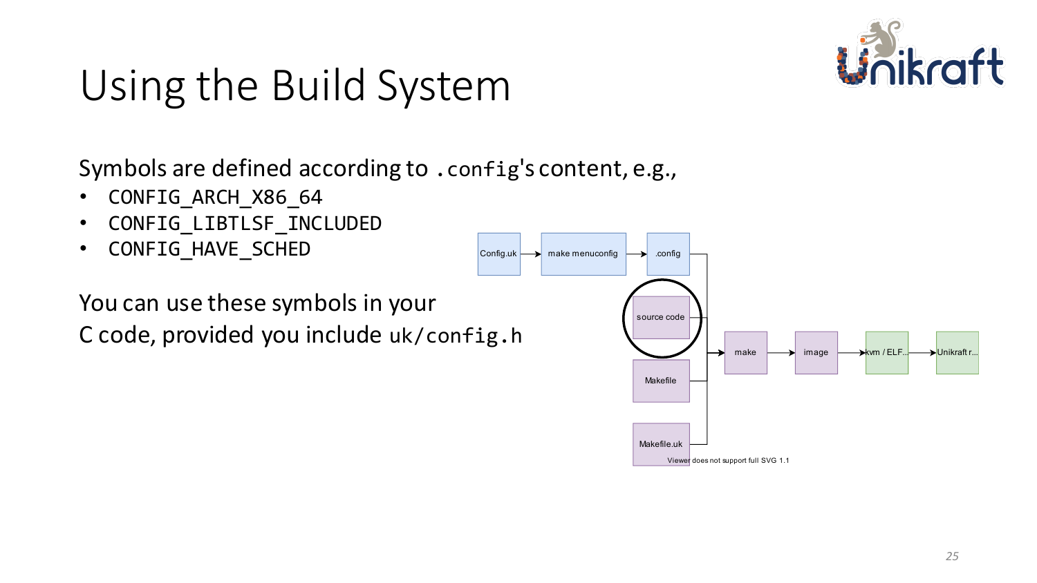# Using the Build System

Symbols are defined according to `.config`'s content, e.g.,

- `CONFIG_ARCH_X86_64`
- `CONFIG_LIBTLSF_INCLUDED`
- `CONFIG_HAVE_SCHED`

You can use these symbols in your C code, provided you include `uk/config.h`

Config.uk → make menuconfig → .config

source code, Makefile, Makefile.uk → make → image → kvm / ELF... → Unikraft r...

Viewer does not support full SVG 1.1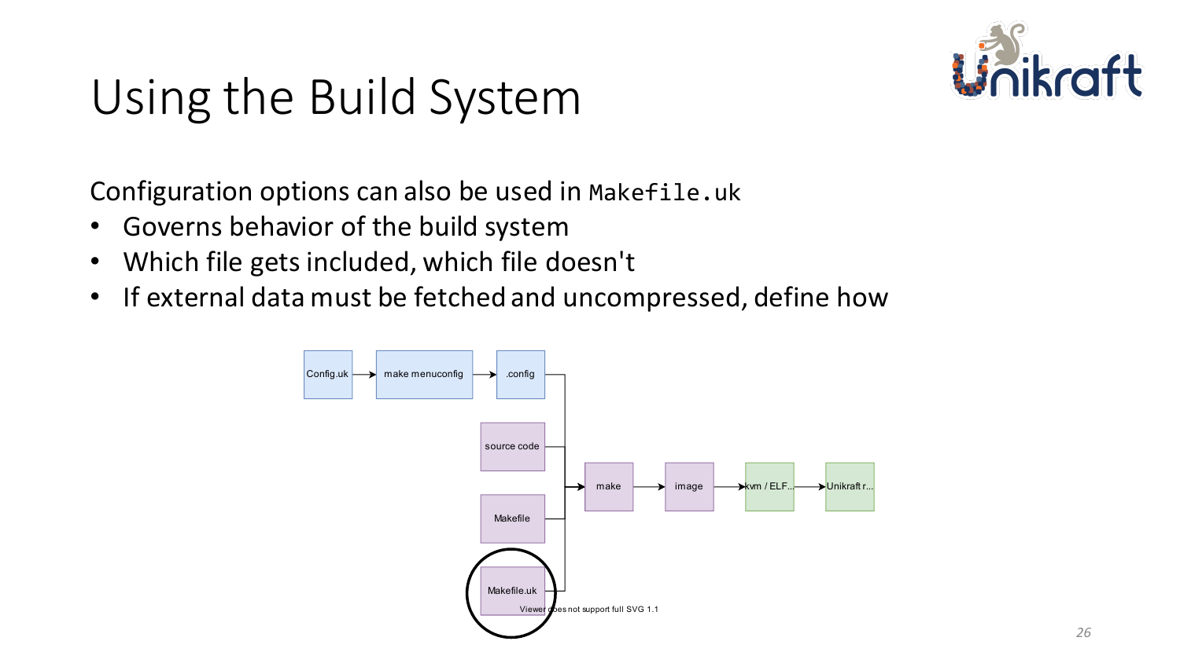# Using the Build System

Configuration options can also be used in `Makefile.uk`

- Governs behavior of the build system
- Which file gets included, which file doesn't
- If external data must be fetched and uncompressed, define how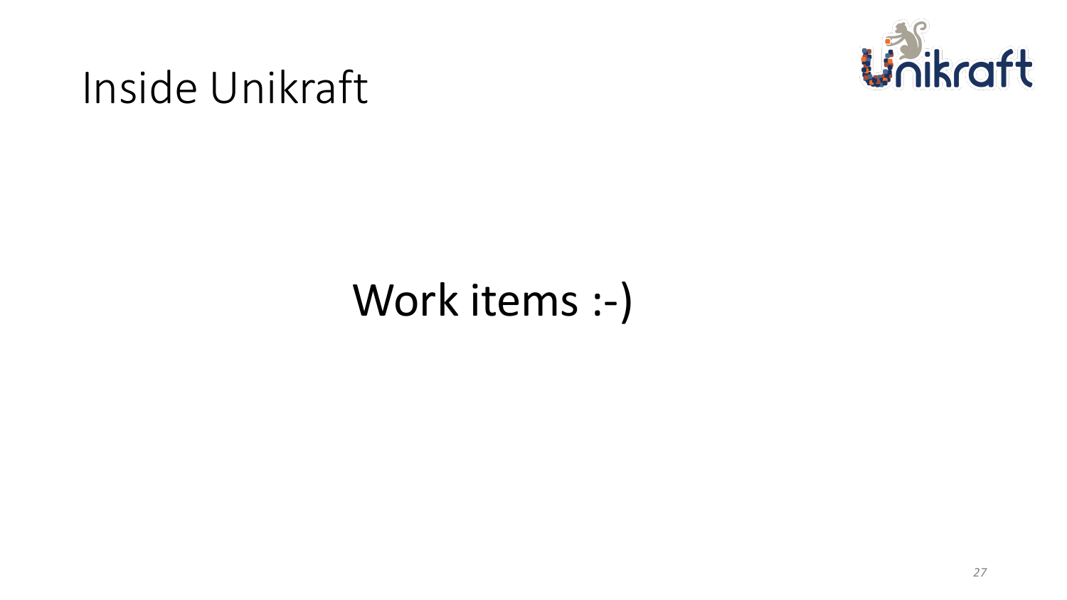# Inside Unikraft

Work items :-)